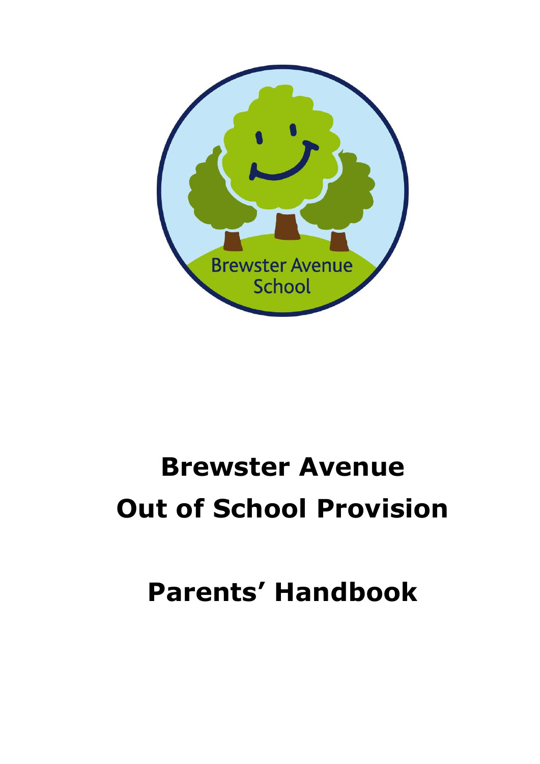# Brewster Avenue Out of School Provision

# Parents' Handbook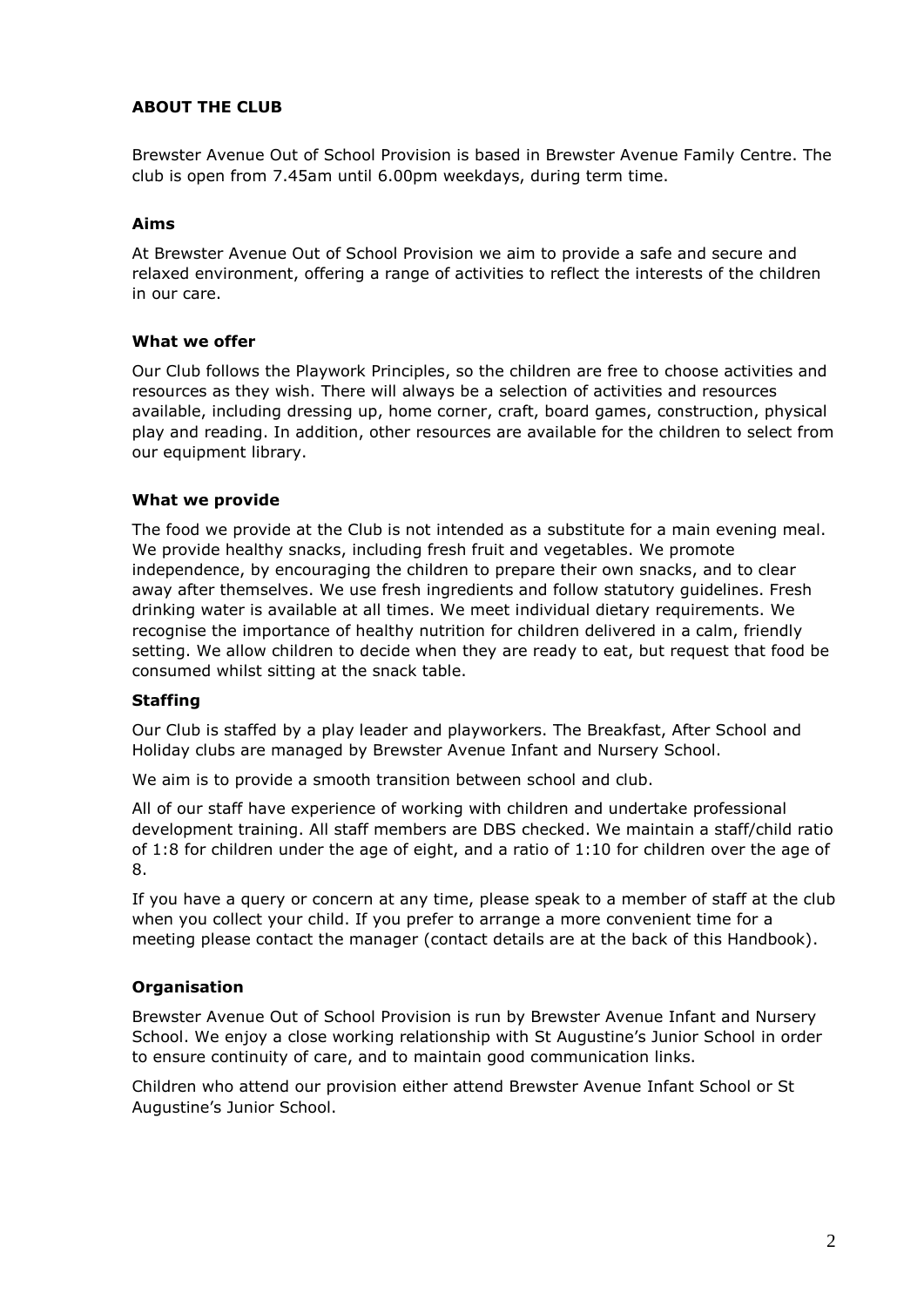## ABOUT THE CLUB

Brewster Avenue Out of School Provision is based in Brewster Avenue Family Centre. The club is open from 7.45am until 6.00pm weekdays, during term time.

### Aims

At Brewster Avenue Out of School Provision we aim to provide a safe and secure and relaxed environment, offering a range of activities to reflect the interests of the children in our care.

### What we offer

Our Club follows the Playwork Principles, so the children are free to choose activities and resources as they wish. There will always be a selection of activities and resources available, including dressing up, home corner, craft, board games, construction, physical play and reading. In addition, other resources are available for the children to select from our equipment library.

### What we provide

The food we provide at the Club is not intended as a substitute for a main evening meal. We provide healthy snacks, including fresh fruit and vegetables. We promote independence, by encouraging the children to prepare their own snacks, and to clear away after themselves. We use fresh ingredients and follow statutory guidelines. Fresh drinking water is available at all times. We meet individual dietary requirements. We recognise the importance of healthy nutrition for children delivered in a calm, friendly setting. We allow children to decide when they are ready to eat, but request that food be consumed whilst sitting at the snack table.

### Staffing

Our Club is staffed by a play leader and playworkers. The Breakfast, After School and Holiday clubs are managed by Brewster Avenue Infant and Nursery School.

We aim is to provide a smooth transition between school and club.

All of our staff have experience of working with children and undertake professional development training. All staff members are DBS checked. We maintain a staff/child ratio of 1:8 for children under the age of eight, and a ratio of 1:10 for children over the age of 8.

If you have a query or concern at any time, please speak to a member of staff at the club when you collect your child. If you prefer to arrange a more convenient time for a meeting please contact the manager (contact details are at the back of this Handbook).

### Organisation

Brewster Avenue Out of School Provision is run by Brewster Avenue Infant and Nursery School. We enjoy a close working relationship with St Augustine's Junior School in order to ensure continuity of care, and to maintain good communication links.

Children who attend our provision either attend Brewster Avenue Infant School or St Augustine's Junior School.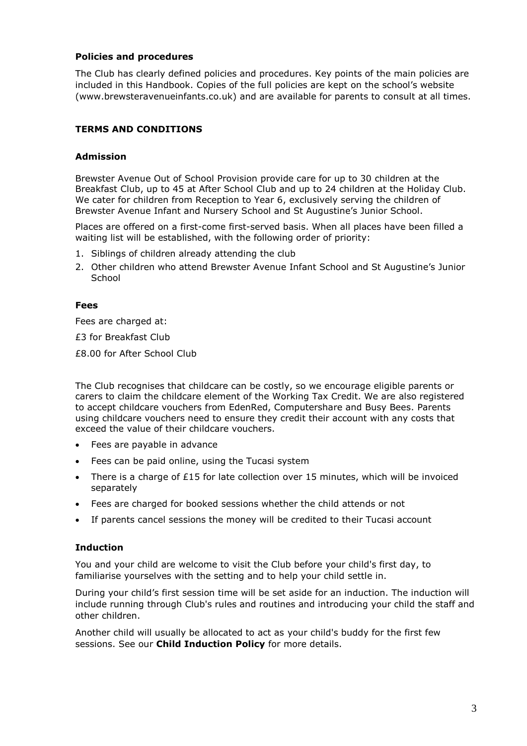### Policies and procedures

The Club has clearly defined policies and procedures. Key points of the main policies are included in this Handbook. Copies of the full policies are kept on the school's website (www.brewsteravenueinfants.co.uk) and are available for parents to consult at all times.

## TERMS AND CONDITIONS

### Admission

Brewster Avenue Out of School Provision provide care for up to 30 children at the Breakfast Club, up to 45 at After School Club and up to 24 children at the Holiday Club. We cater for children from Reception to Year 6, exclusively serving the children of Brewster Avenue Infant and Nursery School and St Augustine's Junior School.

Places are offered on a first-come first-served basis. When all places have been filled a waiting list will be established, with the following order of priority:

1. Siblings of children already attending the club
2. Other children who attend Brewster Avenue Infant School and St Augustine's Junior School

### Fees

Fees are charged at:

£3 for Breakfast Club

£8.00 for After School Club

The Club recognises that childcare can be costly, so we encourage eligible parents or carers to claim the childcare element of the Working Tax Credit. We are also registered to accept childcare vouchers from EdenRed, Computershare and Busy Bees. Parents using childcare vouchers need to ensure they credit their account with any costs that exceed the value of their childcare vouchers.

- Fees are payable in advance
- Fees can be paid online, using the Tucasi system
- There is a charge of £15 for late collection over 15 minutes, which will be invoiced separately
- Fees are charged for booked sessions whether the child attends or not
- If parents cancel sessions the money will be credited to their Tucasi account

### Induction

You and your child are welcome to visit the Club before your child's first day, to familiarise yourselves with the setting and to help your child settle in.

During your child's first session time will be set aside for an induction. The induction will include running through Club's rules and routines and introducing your child the staff and other children.

Another child will usually be allocated to act as your child's buddy for the first few sessions. See our **Child Induction Policy** for more details.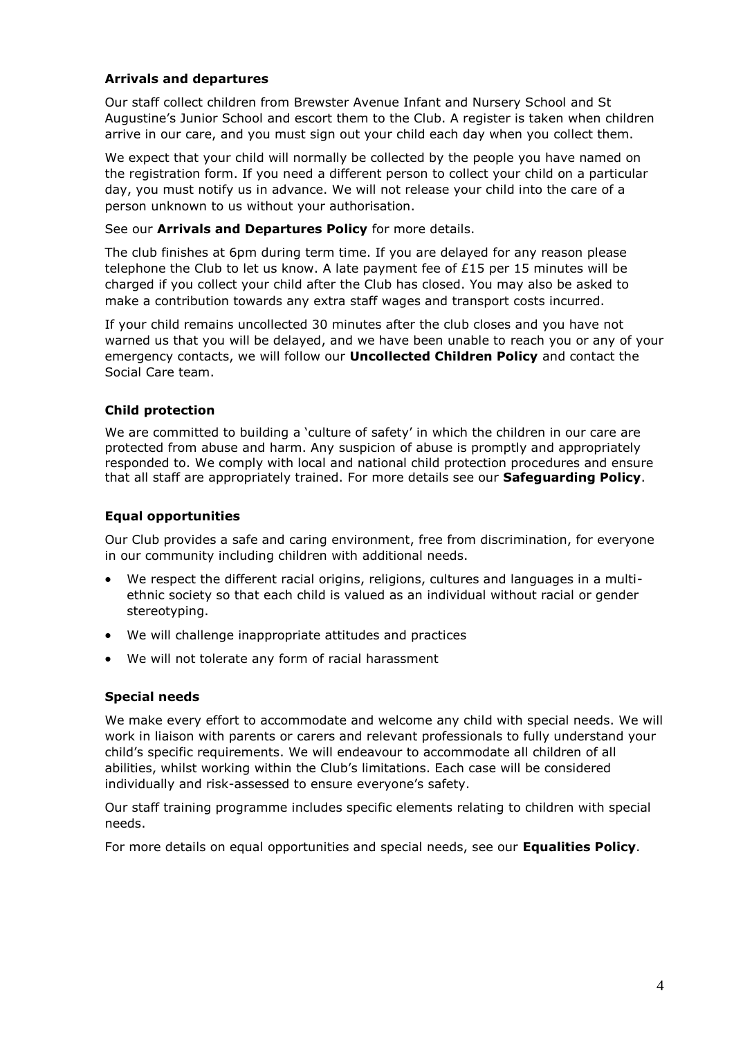**Arrivals and departures**

Our staff collect children from Brewster Avenue Infant and Nursery School and St Augustine's Junior School and escort them to the Club. A register is taken when children arrive in our care, and you must sign out your child each day when you collect them.

We expect that your child will normally be collected by the people you have named on the registration form. If you need a different person to collect your child on a particular day, you must notify us in advance. We will not release your child into the care of a person unknown to us without your authorisation.

See our **Arrivals and Departures Policy** for more details.

The club finishes at 6pm during term time. If you are delayed for any reason please telephone the Club to let us know. A late payment fee of £15 per 15 minutes will be charged if you collect your child after the Club has closed. You may also be asked to make a contribution towards any extra staff wages and transport costs incurred.

If your child remains uncollected 30 minutes after the club closes and you have not warned us that you will be delayed, and we have been unable to reach you or any of your emergency contacts, we will follow our **Uncollected Children Policy** and contact the Social Care team.

**Child protection**

We are committed to building a 'culture of safety' in which the children in our care are protected from abuse and harm. Any suspicion of abuse is promptly and appropriately responded to. We comply with local and national child protection procedures and ensure that all staff are appropriately trained. For more details see our **Safeguarding Policy**.

**Equal opportunities**

Our Club provides a safe and caring environment, free from discrimination, for everyone in our community including children with additional needs.

- We respect the different racial origins, religions, cultures and languages in a multi-ethnic society so that each child is valued as an individual without racial or gender stereotyping.
- We will challenge inappropriate attitudes and practices
- We will not tolerate any form of racial harassment

**Special needs**

We make every effort to accommodate and welcome any child with special needs. We will work in liaison with parents or carers and relevant professionals to fully understand your child's specific requirements. We will endeavour to accommodate all children of all abilities, whilst working within the Club's limitations. Each case will be considered individually and risk-assessed to ensure everyone's safety.

Our staff training programme includes specific elements relating to children with special needs.

For more details on equal opportunities and special needs, see our **Equalities Policy**.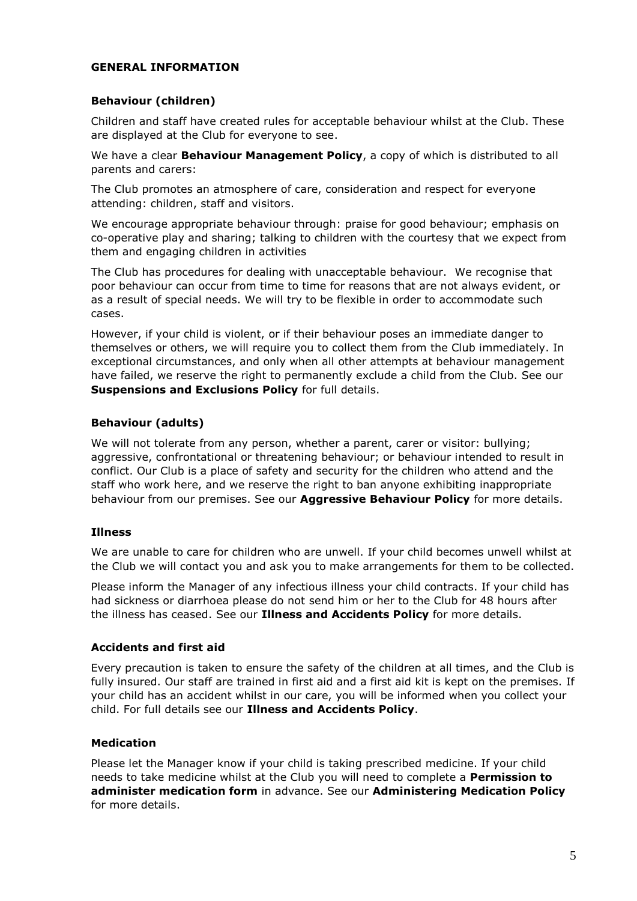## GENERAL INFORMATION

### Behaviour (children)

Children and staff have created rules for acceptable behaviour whilst at the Club. These are displayed at the Club for everyone to see.

We have a clear **Behaviour Management Policy**, a copy of which is distributed to all parents and carers:

The Club promotes an atmosphere of care, consideration and respect for everyone attending: children, staff and visitors.

We encourage appropriate behaviour through: praise for good behaviour; emphasis on co-operative play and sharing; talking to children with the courtesy that we expect from them and engaging children in activities

The Club has procedures for dealing with unacceptable behaviour. We recognise that poor behaviour can occur from time to time for reasons that are not always evident, or as a result of special needs. We will try to be flexible in order to accommodate such cases.

However, if your child is violent, or if their behaviour poses an immediate danger to themselves or others, we will require you to collect them from the Club immediately. In exceptional circumstances, and only when all other attempts at behaviour management have failed, we reserve the right to permanently exclude a child from the Club. See our **Suspensions and Exclusions Policy** for full details.

### Behaviour (adults)

We will not tolerate from any person, whether a parent, carer or visitor: bullying; aggressive, confrontational or threatening behaviour; or behaviour intended to result in conflict. Our Club is a place of safety and security for the children who attend and the staff who work here, and we reserve the right to ban anyone exhibiting inappropriate behaviour from our premises. See our **Aggressive Behaviour Policy** for more details.

### Illness

We are unable to care for children who are unwell. If your child becomes unwell whilst at the Club we will contact you and ask you to make arrangements for them to be collected.

Please inform the Manager of any infectious illness your child contracts. If your child has had sickness or diarrhoea please do not send him or her to the Club for 48 hours after the illness has ceased. See our **Illness and Accidents Policy** for more details.

### Accidents and first aid

Every precaution is taken to ensure the safety of the children at all times, and the Club is fully insured. Our staff are trained in first aid and a first aid kit is kept on the premises. If your child has an accident whilst in our care, you will be informed when you collect your child. For full details see our **Illness and Accidents Policy**.

### Medication

Please let the Manager know if your child is taking prescribed medicine. If your child needs to take medicine whilst at the Club you will need to complete a **Permission to administer medication form** in advance. See our **Administering Medication Policy** for more details.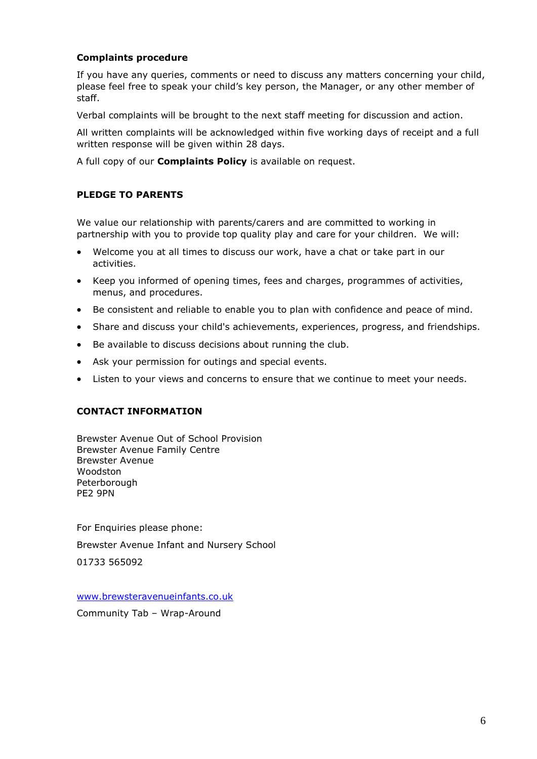### Complaints procedure

If you have any queries, comments or need to discuss any matters concerning your child, please feel free to speak your child's key person, the Manager, or any other member of staff.

Verbal complaints will be brought to the next staff meeting for discussion and action.

All written complaints will be acknowledged within five working days of receipt and a full written response will be given within 28 days.

A full copy of our **Complaints Policy** is available on request.

### PLEDGE TO PARENTS

We value our relationship with parents/carers and are committed to working in partnership with you to provide top quality play and care for your children. We will:

- Welcome you at all times to discuss our work, have a chat or take part in our activities.
- Keep you informed of opening times, fees and charges, programmes of activities, menus, and procedures.
- Be consistent and reliable to enable you to plan with confidence and peace of mind.
- Share and discuss your child's achievements, experiences, progress, and friendships.
- Be available to discuss decisions about running the club.
- Ask your permission for outings and special events.
- Listen to your views and concerns to ensure that we continue to meet your needs.

### CONTACT INFORMATION

Brewster Avenue Out of School Provision
Brewster Avenue Family Centre
Brewster Avenue
Woodston
Peterborough
PE2 9PN

For Enquiries please phone:

Brewster Avenue Infant and Nursery School

01733 565092

www.brewsteravenueinfants.co.uk

Community Tab – Wrap-Around